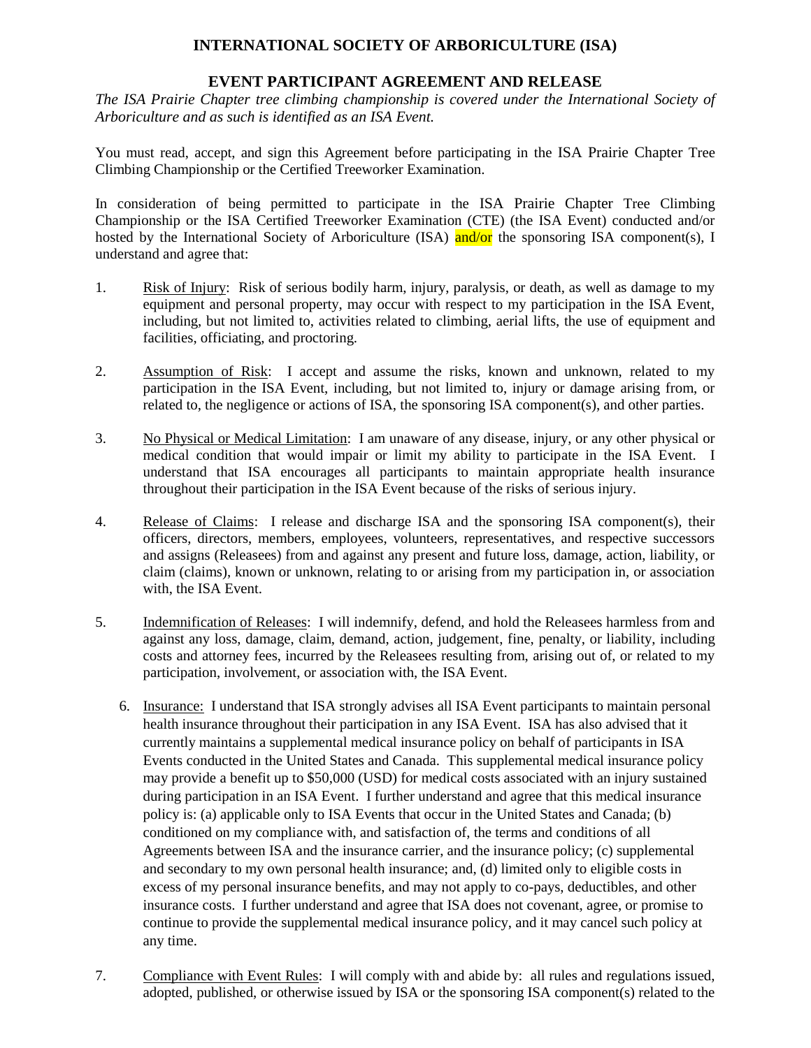# INTERNATIONAL SOCIETY OF ARBORICULTURE (ISA)

## EVENT PARTICIPANT AGREEMENT AND RELEASE

*The ISA Prairie Chapter tree climbing championship is covered under the International Society of Arboriculture and as such is identified as an ISA Event.*

You must read, accept, and sign this Agreement before participating in the ISA Prairie Chapter Tree Climbing Championship or the Certified Treeworker Examination.

In consideration of being permitted to participate in the ISA Prairie Chapter Tree Climbing Championship or the ISA Certified Treeworker Examination (CTE) (the ISA Event) conducted and/or hosted by the International Society of Arboriculture (ISA) and/or the sponsoring ISA component(s), I understand and agree that:

1. Risk of Injury: Risk of serious bodily harm, injury, paralysis, or death, as well as damage to my equipment and personal property, may occur with respect to my participation in the ISA Event, including, but not limited to, activities related to climbing, aerial lifts, the use of equipment and facilities, officiating, and proctoring.

2. Assumption of Risk: I accept and assume the risks, known and unknown, related to my participation in the ISA Event, including, but not limited to, injury or damage arising from, or related to, the negligence or actions of ISA, the sponsoring ISA component(s), and other parties.

3. No Physical or Medical Limitation: I am unaware of any disease, injury, or any other physical or medical condition that would impair or limit my ability to participate in the ISA Event. I understand that ISA encourages all participants to maintain appropriate health insurance throughout their participation in the ISA Event because of the risks of serious injury.

4. Release of Claims: I release and discharge ISA and the sponsoring ISA component(s), their officers, directors, members, employees, volunteers, representatives, and respective successors and assigns (Releasees) from and against any present and future loss, damage, action, liability, or claim (claims), known or unknown, relating to or arising from my participation in, or association with, the ISA Event.

5. Indemnification of Releases: I will indemnify, defend, and hold the Releasees harmless from and against any loss, damage, claim, demand, action, judgement, fine, penalty, or liability, including costs and attorney fees, incurred by the Releasees resulting from, arising out of, or related to my participation, involvement, or association with, the ISA Event.

6. Insurance: I understand that ISA strongly advises all ISA Event participants to maintain personal health insurance throughout their participation in any ISA Event. ISA has also advised that it currently maintains a supplemental medical insurance policy on behalf of participants in ISA Events conducted in the United States and Canada. This supplemental medical insurance policy may provide a benefit up to $50,000 (USD) for medical costs associated with an injury sustained during participation in an ISA Event. I further understand and agree that this medical insurance policy is: (a) applicable only to ISA Events that occur in the United States and Canada; (b) conditioned on my compliance with, and satisfaction of, the terms and conditions of all Agreements between ISA and the insurance carrier, and the insurance policy; (c) supplemental and secondary to my own personal health insurance; and, (d) limited only to eligible costs in excess of my personal insurance benefits, and may not apply to co-pays, deductibles, and other insurance costs. I further understand and agree that ISA does not covenant, agree, or promise to continue to provide the supplemental medical insurance policy, and it may cancel such policy at any time.

7. Compliance with Event Rules: I will comply with and abide by: all rules and regulations issued, adopted, published, or otherwise issued by ISA or the sponsoring ISA component(s) related to the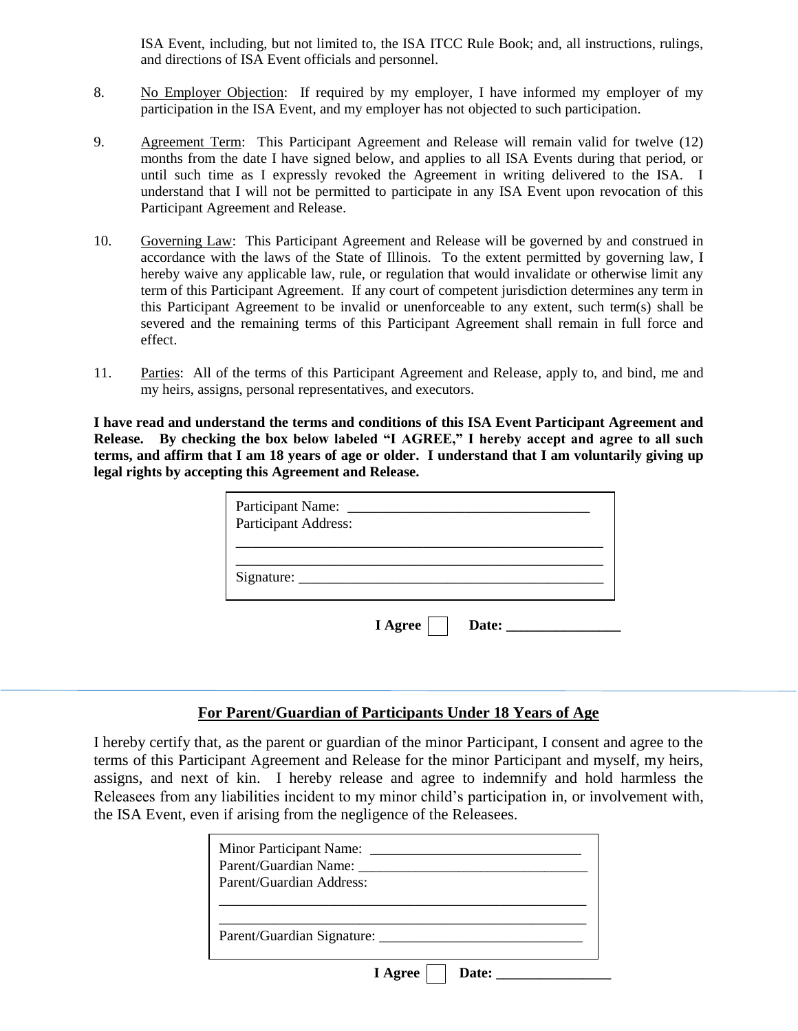ISA Event, including, but not limited to, the ISA ITCC Rule Book; and, all instructions, rulings, and directions of ISA Event officials and personnel.

8. No Employer Objection: If required by my employer, I have informed my employer of my participation in the ISA Event, and my employer has not objected to such participation.

9. Agreement Term: This Participant Agreement and Release will remain valid for twelve (12) months from the date I have signed below, and applies to all ISA Events during that period, or until such time as I expressly revoked the Agreement in writing delivered to the ISA. I understand that I will not be permitted to participate in any ISA Event upon revocation of this Participant Agreement and Release.

10. Governing Law: This Participant Agreement and Release will be governed by and construed in accordance with the laws of the State of Illinois. To the extent permitted by governing law, I hereby waive any applicable law, rule, or regulation that would invalidate or otherwise limit any term of this Participant Agreement. If any court of competent jurisdiction determines any term in this Participant Agreement to be invalid or unenforceable to any extent, such term(s) shall be severed and the remaining terms of this Participant Agreement shall remain in full force and effect.

11. Parties: All of the terms of this Participant Agreement and Release, apply to, and bind, me and my heirs, assigns, personal representatives, and executors.

**I have read and understand the terms and conditions of this ISA Event Participant Agreement and Release. By checking the box below labeled "I AGREE," I hereby accept and agree to all such terms, and affirm that I am 18 years of age or older. I understand that I am voluntarily giving up legal rights by accepting this Agreement and Release.**

Participant Name: ___________________________________

Participant Address:

_____________________________________________________

_____________________________________________________

Signature: __________________________________________

**I Agree** ☐ **Date: ________________**

## For Parent/Guardian of Participants Under 18 Years of Age

I hereby certify that, as the parent or guardian of the minor Participant, I consent and agree to the terms of this Participant Agreement and Release for the minor Participant and myself, my heirs, assigns, and next of kin. I hereby release and agree to indemnify and hold harmless the Releasees from any liabilities incident to my minor child's participation in, or involvement with, the ISA Event, even if arising from the negligence of the Releasees.

Minor Participant Name: _____________________________

Parent/Guardian Name: _______________________________

Parent/Guardian Address:

_____________________________________________________

_____________________________________________________

Parent/Guardian Signature: ____________________________

**I Agree** ☐ **Date: ________________**